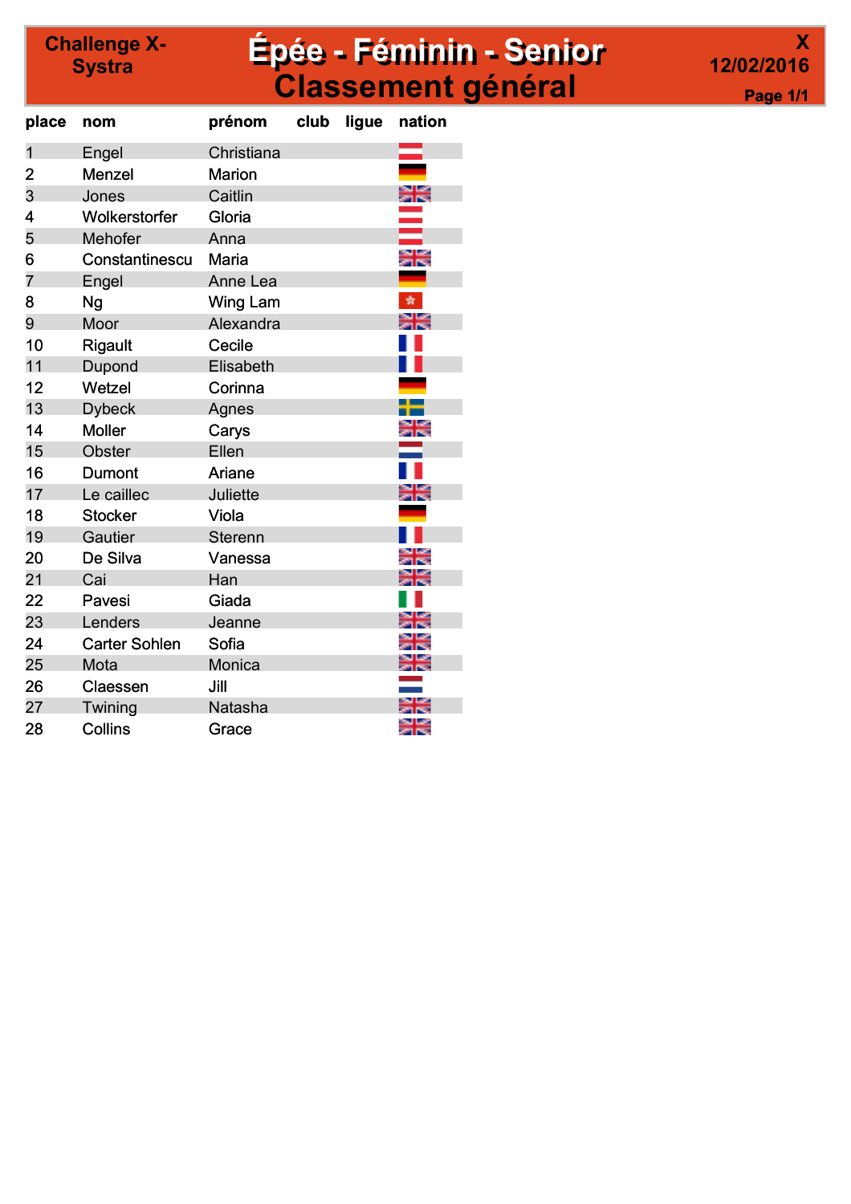**Challenge X-Systra**

# Épée - Féminin - Senior
## Classement général

**X**
**12/02/2016**

| place | nom | prénom | club | ligue | nation |
|---|---|---|---|---|---|
| 1 | Engel | Christiana | | | |
| 2 | Menzel | Marion | | | |
| 3 | Jones | Caitlin | | | |
| 4 | Wolkerstorfer | Gloria | | | |
| 5 | Mehofer | Anna | | | |
| 6 | Constantinescu | Maria | | | |
| 7 | Engel | Anne Lea | | | |
| 8 | Ng | Wing Lam | | | |
| 9 | Moor | Alexandra | | | |
| 10 | Rigault | Cecile | | | |
| 11 | Dupond | Elisabeth | | | |
| 12 | Wetzel | Corinna | | | |
| 13 | Dybeck | Agnes | | | |
| 14 | Moller | Carys | | | |
| 15 | Obster | Ellen | | | |
| 16 | Dumont | Ariane | | | |
| 17 | Le caillec | Juliette | | | |
| 18 | Stocker | Viola | | | |
| 19 | Gautier | Sterenn | | | |
| 20 | De Silva | Vanessa | | | |
| 21 | Cai | Han | | | |
| 22 | Pavesi | Giada | | | |
| 23 | Lenders | Jeanne | | | |
| 24 | Carter Sohlen | Sofia | | | |
| 25 | Mota | Monica | | | |
| 26 | Claessen | Jill | | | |
| 27 | Twining | Natasha | | | |
| 28 | Collins | Grace | | | |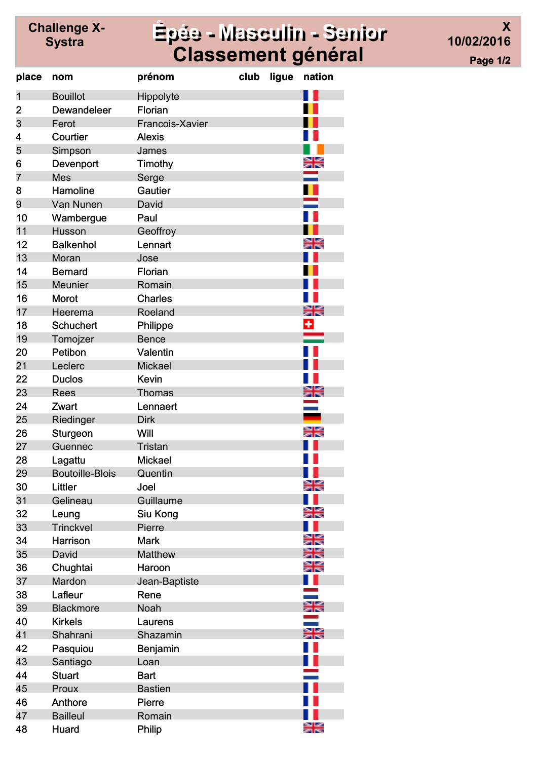**Challenge X-Systra**

# Épée - Masculin - Senior
## Classement général

**X**
**10/02/2016**
**Page 1/2**

| place | nom | prénom | club | ligue | nation |
|---|---|---|---|---|---|
| 1 | Bouillot | Hippolyte | | | |
| 2 | Dewandeleer | Florian | | | |
| 3 | Ferot | Francois-Xavier | | | |
| 4 | Courtier | Alexis | | | |
| 5 | Simpson | James | | | |
| 6 | Devenport | Timothy | | | |
| 7 | Mes | Serge | | | |
| 8 | Hamoline | Gautier | | | |
| 9 | Van Nunen | David | | | |
| 10 | Wambergue | Paul | | | |
| 11 | Husson | Geoffroy | | | |
| 12 | Balkenhol | Lennart | | | |
| 13 | Moran | Jose | | | |
| 14 | Bernard | Florian | | | |
| 15 | Meunier | Romain | | | |
| 16 | Morot | Charles | | | |
| 17 | Heerema | Roeland | | | |
| 18 | Schuchert | Philippe | | | |
| 19 | Tomojzer | Bence | | | |
| 20 | Petibon | Valentin | | | |
| 21 | Leclerc | Mickael | | | |
| 22 | Duclos | Kevin | | | |
| 23 | Rees | Thomas | | | |
| 24 | Zwart | Lennaert | | | |
| 25 | Riedinger | Dirk | | | |
| 26 | Sturgeon | Will | | | |
| 27 | Guennec | Tristan | | | |
| 28 | Lagattu | Mickael | | | |
| 29 | Boutoille-Blois | Quentin | | | |
| 30 | Littler | Joel | | | |
| 31 | Gelineau | Guillaume | | | |
| 32 | Leung | Siu Kong | | | |
| 33 | Trinckvel | Pierre | | | |
| 34 | Harrison | Mark | | | |
| 35 | David | Matthew | | | |
| 36 | Chughtai | Haroon | | | |
| 37 | Mardon | Jean-Baptiste | | | |
| 38 | Lafleur | Rene | | | |
| 39 | Blackmore | Noah | | | |
| 40 | Kirkels | Laurens | | | |
| 41 | Shahrani | Shazamin | | | |
| 42 | Pasquiou | Benjamin | | | |
| 43 | Santiago | Loan | | | |
| 44 | Stuart | Bart | | | |
| 45 | Proux | Bastien | | | |
| 46 | Anthore | Pierre | | | |
| 47 | Bailleul | Romain | | | |
| 48 | Huard | Philip | | | |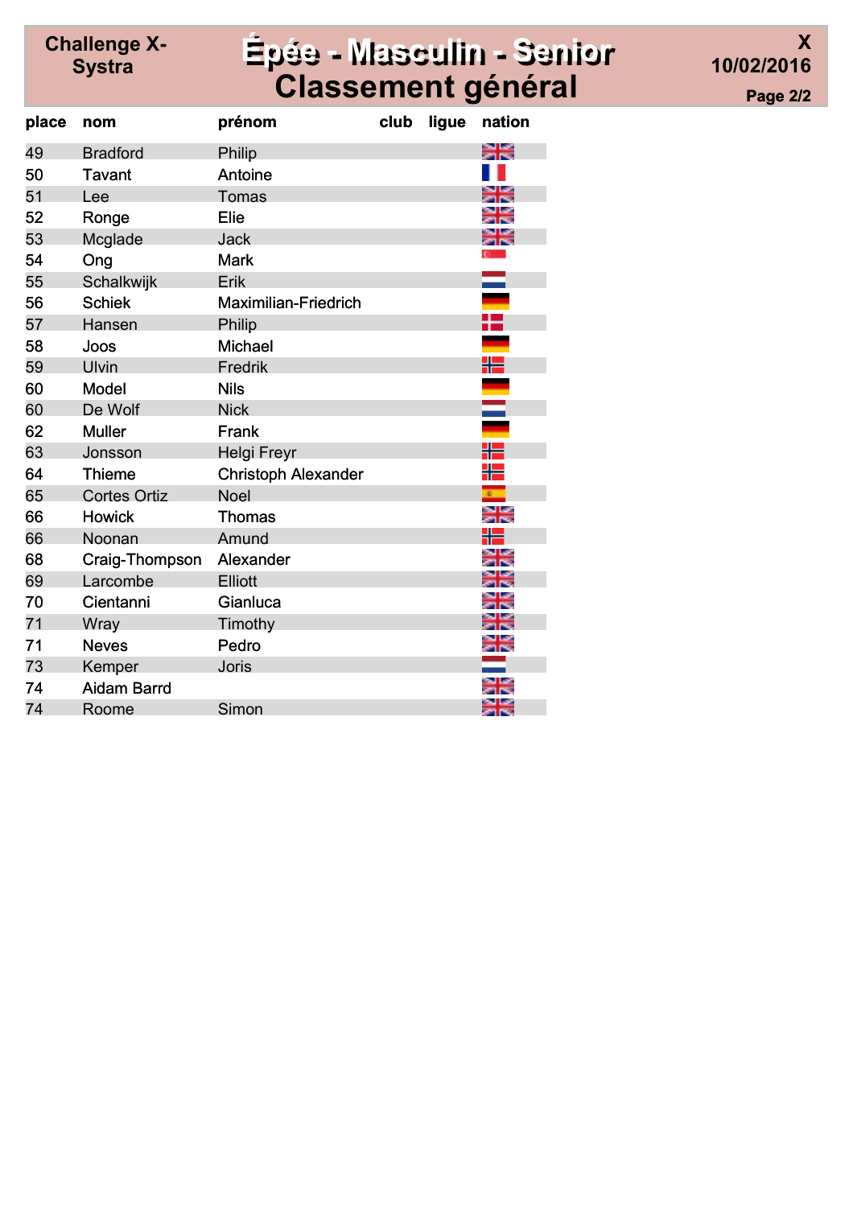Challenge X-Systra

# Épée - Masculin - Senior
# Classement général

X
10/02/2016

| place | nom | prénom | club | ligue | nation |
|---|---|---|---|---|---|
| 49 | Bradford | Philip | | | GBR |
| 50 | Tavant | Antoine | | | FRA |
| 51 | Lee | Tomas | | | GBR |
| 52 | Ronge | Elie | | | GBR |
| 53 | Mcglade | Jack | | | GBR |
| 54 | Ong | Mark | | | SGP |
| 55 | Schalkwijk | Erik | | | NED |
| 56 | Schiek | Maximilian-Friedrich | | | GER |
| 57 | Hansen | Philip | | | DEN |
| 58 | Joos | Michael | | | GER |
| 59 | Ulvin | Fredrik | | | NOR |
| 60 | Model | Nils | | | GER |
| 60 | De Wolf | Nick | | | NED |
| 62 | Muller | Frank | | | GER |
| 63 | Jonsson | Helgi Freyr | | | NOR |
| 64 | Thieme | Christoph Alexander | | | NOR |
| 65 | Cortes Ortiz | Noel | | | ESP |
| 66 | Howick | Thomas | | | GBR |
| 66 | Noonan | Amund | | | NOR |
| 68 | Craig-Thompson | Alexander | | | GBR |
| 69 | Larcombe | Elliott | | | GBR |
| 70 | Cientanni | Gianluca | | | GBR |
| 71 | Wray | Timothy | | | GBR |
| 71 | Neves | Pedro | | | GBR |
| 73 | Kemper | Joris | | | NED |
| 74 | Aidam Barrd | | | | GBR |
| 74 | Roome | Simon | | | GBR |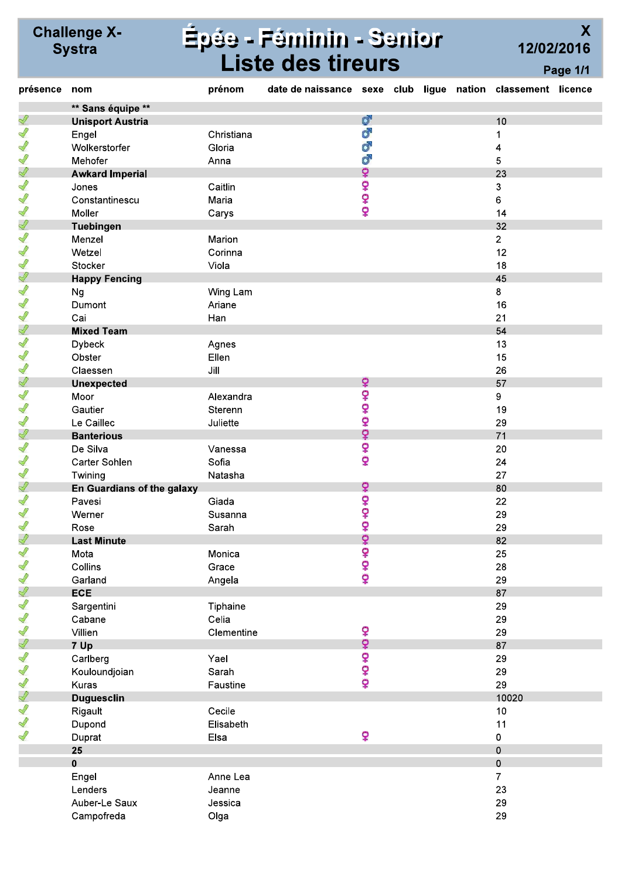# Challenge X-Systra — Épée - Féminin - Senior — Liste des tireurs

X

12/02/2016

Page 1/1

| présence | nom | prénom | date de naissance | sexe | club | ligue | nation | classement | licence |
|---|---|---|---|---|---|---|---|---|---|
| | **\*\* Sans équipe \*\*** | | | | | | | | |
| ✓ | **Unisport Austria** | | | ♂ | | | | 10 | |
| ✓ | Engel | Christiana | | ♂ | | | | 1 | |
| ✓ | Wolkerstorfer | Gloria | | ♂ | | | | 4 | |
| ✓ | Mehofer | Anna | | ♂ | | | | 5 | |
| ✓ | **Awkard Imperial** | | | ♀ | | | | 23 | |
| ✓ | Jones | Caitlin | | ♀ | | | | 3 | |
| ✓ | Constantinescu | Maria | | ♀ | | | | 6 | |
| ✓ | Moller | Carys | | ♀ | | | | 14 | |
| ✓ | **Tuebingen** | | | | | | | 32 | |
| ✓ | Menzel | Marion | | | | | | 2 | |
| ✓ | Wetzel | Corinna | | | | | | 12 | |
| ✓ | Stocker | Viola | | | | | | 18 | |
| ✓ | **Happy Fencing** | | | | | | | 45 | |
| ✓ | Ng | Wing Lam | | | | | | 8 | |
| ✓ | Dumont | Ariane | | | | | | 16 | |
| ✓ | Cai | Han | | | | | | 21 | |
| ✓ | **Mixed Team** | | | | | | | 54 | |
| ✓ | Dybeck | Agnes | | | | | | 13 | |
| ✓ | Obster | Ellen | | | | | | 15 | |
| ✓ | Claessen | Jill | | | | | | 26 | |
| ✓ | **Unexpected** | | | ♀ | | | | 57 | |
| ✓ | Moor | Alexandra | | ♀ | | | | 9 | |
| ✓ | Gautier | Sterenn | | ♀ | | | | 19 | |
| ✓ | Le Caillec | Juliette | | ♀ | | | | 29 | |
| ✓ | **Banterious** | | | ♀ | | | | 71 | |
| ✓ | De Silva | Vanessa | | ♀ | | | | 20 | |
| ✓ | Carter Sohlen | Sofia | | ♀ | | | | 24 | |
| ✓ | Twining | Natasha | | | | | | 27 | |
| ✓ | **En Guardians of the galaxy** | | | ♀ | | | | 80 | |
| ✓ | Pavesi | Giada | | ♀ | | | | 22 | |
| ✓ | Werner | Susanna | | ♀ | | | | 29 | |
| ✓ | Rose | Sarah | | ♀ | | | | 29 | |
| ✓ | **Last Minute** | | | ♀ | | | | 82 | |
| ✓ | Mota | Monica | | ♀ | | | | 25 | |
| ✓ | Collins | Grace | | ♀ | | | | 28 | |
| ✓ | Garland | Angela | | ♀ | | | | 29 | |
| ✓ | **ECE** | | | | | | | 87 | |
| ✓ | Sargentini | Tiphaine | | | | | | 29 | |
| ✓ | Cabane | Celia | | | | | | 29 | |
| ✓ | Villien | Clementine | | ♀ | | | | 29 | |
| ✓ | **7 Up** | | | ♀ | | | | 87 | |
| ✓ | Carlberg | Yael | | ♀ | | | | 29 | |
| ✓ | Kouloundjoian | Sarah | | ♀ | | | | 29 | |
| ✓ | Kuras | Faustine | | ♀ | | | | 29 | |
| ✓ | **Duguesclin** | | | | | | | 10020 | |
| ✓ | Rigault | Cecile | | | | | | 10 | |
| ✓ | Dupond | Elisabeth | | | | | | 11 | |
| ✓ | Duprat | Elsa | | ♀ | | | | 0 | |
| | **25** | | | | | | | 0 | |
| | **0** | | | | | | | 0 | |
| | Engel | Anne Lea | | | | | | 7 | |
| | Lenders | Jeanne | | | | | | 23 | |
| | Auber-Le Saux | Jessica | | | | | | 29 | |
| | Campofreda | Olga | | | | | | 29 | |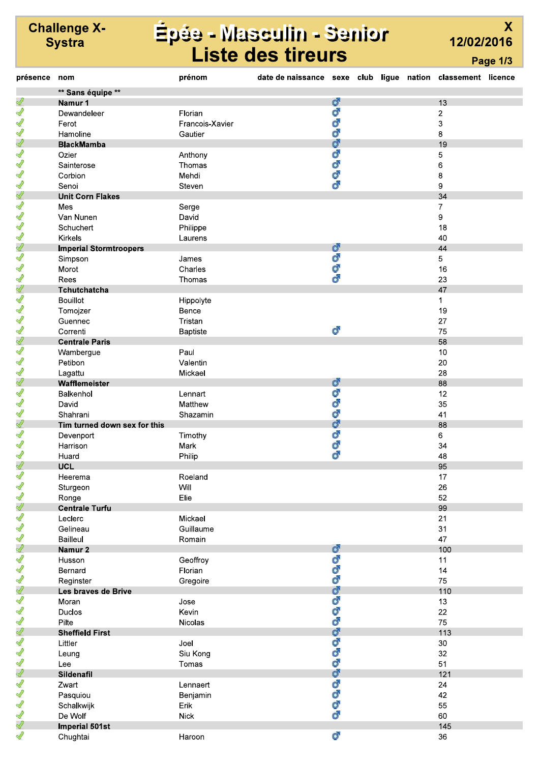**Challenge X-Systra**

# Épée - Masculin - Senior
## Liste des tireurs

**X**
**12/02/2016**

| présence | nom | prénom | date de naissance | sexe | club | ligue | nation | classement | licence |
|---|---|---|---|---|---|---|---|---|---|
| | **\*\* Sans équipe \*\*** | | | | | | | | |
| ✓ | **Namur 1** | | | ♂ | | | | 13 | |
| ✓ | Dewandeleer | Florian | | ♂ | | | | 2 | |
| ✓ | Ferot | Francois-Xavier | | ♂ | | | | 3 | |
| ✓ | Hamoline | Gautier | | ♂ | | | | 8 | |
| ✓ | **BlackMamba** | | | ♂ | | | | 19 | |
| ✓ | Ozier | Anthony | | ♂ | | | | 5 | |
| ✓ | Sainterose | Thomas | | ♂ | | | | 6 | |
| ✓ | Corbion | Mehdi | | ♂ | | | | 8 | |
| ✓ | Senoi | Steven | | ♂ | | | | 9 | |
| ✓ | **Unit Corn Flakes** | | | | | | | 34 | |
| ✓ | Mes | Serge | | | | | | 7 | |
| ✓ | Van Nunen | David | | | | | | 9 | |
| ✓ | Schuchert | Philippe | | | | | | 18 | |
| ✓ | Kirkels | Laurens | | | | | | 40 | |
| ✓ | **Imperial Stormtroopers** | | | ♂ | | | | 44 | |
| ✓ | Simpson | James | | ♂ | | | | 5 | |
| ✓ | Morot | Charles | | ♂ | | | | 16 | |
| ✓ | Rees | Thomas | | ♂ | | | | 23 | |
| ✓ | **Tchutchatcha** | | | | | | | 47 | |
| ✓ | Bouillot | Hippolyte | | | | | | 1 | |
| ✓ | Tomojzer | Bence | | | | | | 19 | |
| ✓ | Guennec | Tristan | | | | | | 27 | |
| ✓ | Correnti | Baptiste | | ♂ | | | | 75 | |
| ✓ | **Centrale Paris** | | | | | | | 58 | |
| ✓ | Wambergue | Paul | | | | | | 10 | |
| ✓ | Petibon | Valentin | | | | | | 20 | |
| ✓ | Lagattu | Mickael | | | | | | 28 | |
| ✓ | **Wafflemeister** | | | ♂ | | | | 88 | |
| ✓ | Balkenhol | Lennart | | ♂ | | | | 12 | |
| ✓ | David | Matthew | | ♂ | | | | 35 | |
| ✓ | Shahrani | Shazamin | | ♂ | | | | 41 | |
| ✓ | **Tim turned down sex for this** | | | ♂ | | | | 88 | |
| ✓ | Devenport | Timothy | | ♂ | | | | 6 | |
| ✓ | Harrison | Mark | | ♂ | | | | 34 | |
| ✓ | Huard | Philip | | ♂ | | | | 48 | |
| ✓ | **UCL** | | | | | | | 95 | |
| ✓ | Heerema | Roeland | | | | | | 17 | |
| ✓ | Sturgeon | Will | | | | | | 26 | |
| ✓ | Ronge | Elie | | | | | | 52 | |
| ✓ | **Centrale Turfu** | | | | | | | 99 | |
| ✓ | Leclerc | Mickael | | | | | | 21 | |
| ✓ | Gelineau | Guillaume | | | | | | 31 | |
| ✓ | Bailleul | Romain | | | | | | 47 | |
| ✓ | **Namur 2** | | | ♂ | | | | 100 | |
| ✓ | Husson | Geoffroy | | ♂ | | | | 11 | |
| ✓ | Bernard | Florian | | ♂ | | | | 14 | |
| ✓ | Reginster | Gregoire | | ♂ | | | | 75 | |
| ✓ | **Les braves de Brive** | | | ♂ | | | | 110 | |
| ✓ | Moran | Jose | | ♂ | | | | 13 | |
| ✓ | Duclos | Kevin | | ♂ | | | | 22 | |
| ✓ | Pilte | Nicolas | | ♂ | | | | 75 | |
| ✓ | **Sheffield First** | | | ♂ | | | | 113 | |
| ✓ | Littler | Joel | | ♂ | | | | 30 | |
| ✓ | Leung | Siu Kong | | ♂ | | | | 32 | |
| ✓ | Lee | Tomas | | ♂ | | | | 51 | |
| ✓ | **Sildenafil** | | | ♂ | | | | 121 | |
| ✓ | Zwart | Lennaert | | ♂ | | | | 24 | |
| ✓ | Pasquiou | Benjamin | | ♂ | | | | 42 | |
| ✓ | Schalkwijk | Erik | | ♂ | | | | 55 | |
| ✓ | De Wolf | Nick | | ♂ | | | | 60 | |
| ✓ | **Imperial 501st** | | | | | | | 145 | |
| ✓ | Chughtai | Haroon | | ♂ | | | | 36 | |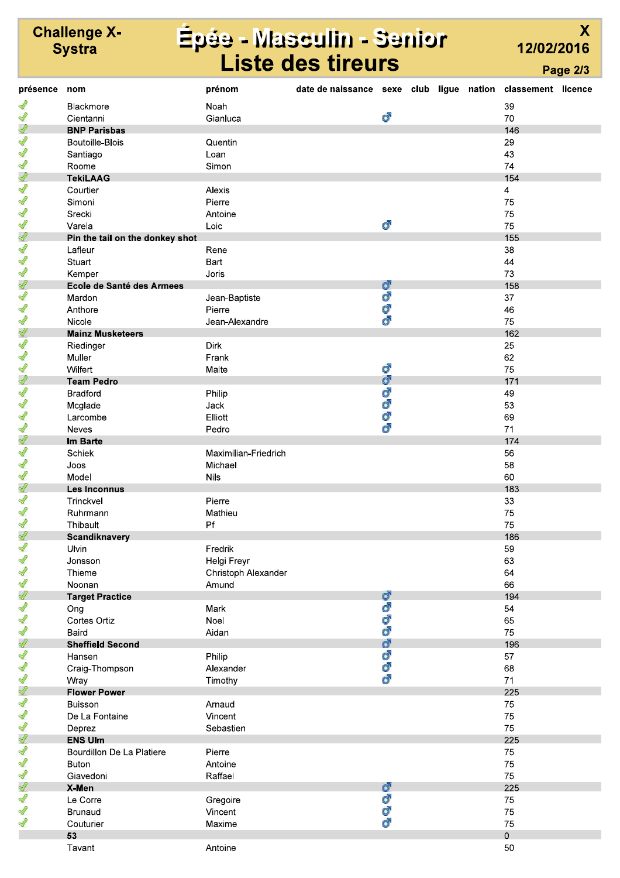# Challenge X-Systra

# Épée - Masculin - Senior
# Liste des tireurs

X
12/02/2016
Page 2/3

| présence | nom | prénom | date de naissance | sexe | club | ligue | nation | classement | licence |
|---|---|---|---|---|---|---|---|---|---|
| ✓ | Blackmore | Noah | | | | | | 39 | |
| ✓ | Cientanni | Gianluca | | ♂ | | | | 70 | |
| ✓ | **BNP Parisbas** | | | | | | | 146 | |
| ✓ | Boutoille-Blois | Quentin | | | | | | 29 | |
| ✓ | Santiago | Loan | | | | | | 43 | |
| ✓ | Roome | Simon | | | | | | 74 | |
| ✓ | **TekiLAAG** | | | | | | | 154 | |
| ✓ | Courtier | Alexis | | | | | | 4 | |
| ✓ | Simoni | Pierre | | | | | | 75 | |
| ✓ | Srecki | Antoine | | | | | | 75 | |
| ✓ | Varela | Loic | | ♂ | | | | 75 | |
| ✓ | **Pin the tail on the donkey shot** | | | | | | | 155 | |
| ✓ | Lafleur | Rene | | | | | | 38 | |
| ✓ | Stuart | Bart | | | | | | 44 | |
| ✓ | Kemper | Joris | | | | | | 73 | |
| ✓ | **Ecole de Santé des Armees** | | | ♂ | | | | 158 | |
| ✓ | Mardon | Jean-Baptiste | | ♂ | | | | 37 | |
| ✓ | Anthore | Pierre | | ♂ | | | | 46 | |
| ✓ | Nicole | Jean-Alexandre | | ♂ | | | | 75 | |
| ✓ | **Mainz Musketeers** | | | | | | | 162 | |
| ✓ | Riedinger | Dirk | | | | | | 25 | |
| ✓ | Muller | Frank | | | | | | 62 | |
| ✓ | Wilfert | Malte | | ♂ | | | | 75 | |
| ✓ | **Team Pedro** | | | ♂ | | | | 171 | |
| ✓ | Bradford | Philip | | ♂ | | | | 49 | |
| ✓ | Mcglade | Jack | | ♂ | | | | 53 | |
| ✓ | Larcombe | Elliott | | ♂ | | | | 69 | |
| ✓ | Neves | Pedro | | ♂ | | | | 71 | |
| ✓ | **Im Barte** | | | | | | | 174 | |
| ✓ | Schiek | Maximilian-Friedrich | | | | | | 56 | |
| ✓ | Joos | Michael | | | | | | 58 | |
| ✓ | Model | Nils | | | | | | 60 | |
| ✓ | **Les Inconnus** | | | | | | | 183 | |
| ✓ | Trinckvel | Pierre | | | | | | 33 | |
| ✓ | Ruhrmann | Mathieu | | | | | | 75 | |
| ✓ | Thibault | Pf | | | | | | 75 | |
| ✓ | **Scandiknavery** | | | | | | | 186 | |
| ✓ | Ulvin | Fredrik | | | | | | 59 | |
| ✓ | Jonsson | Helgi Freyr | | | | | | 63 | |
| ✓ | Thieme | Christoph Alexander | | | | | | 64 | |
| ✓ | Noonan | Amund | | | | | | 66 | |
| ✓ | **Target Practice** | | | ♂ | | | | 194 | |
| ✓ | Ong | Mark | | ♂ | | | | 54 | |
| ✓ | Cortes Ortiz | Noel | | ♂ | | | | 65 | |
| ✓ | Baird | Aidan | | ♂ | | | | 75 | |
| ✓ | **Sheffield Second** | | | ♂ | | | | 196 | |
| ✓ | Hansen | Philip | | ♂ | | | | 57 | |
| ✓ | Craig-Thompson | Alexander | | ♂ | | | | 68 | |
| ✓ | Wray | Timothy | | ♂ | | | | 71 | |
| ✓ | **Flower Power** | | | | | | | 225 | |
| ✓ | Buisson | Arnaud | | | | | | 75 | |
| ✓ | De La Fontaine | Vincent | | | | | | 75 | |
| ✓ | Deprez | Sebastien | | | | | | 75 | |
| ✓ | **ENS Ulm** | | | | | | | 225 | |
| ✓ | Bourdillon De La Platiere | Pierre | | | | | | 75 | |
| ✓ | Buton | Antoine | | | | | | 75 | |
| ✓ | Giavedoni | Raffael | | | | | | 75 | |
| ✓ | **X-Men** | | | ♂ | | | | 225 | |
| ✓ | Le Corre | Gregoire | | ♂ | | | | 75 | |
| ✓ | Brunaud | Vincent | | ♂ | | | | 75 | |
| ✓ | Couturier | Maxime | | ♂ | | | | 75 | |
| | **53** | | | | | | | 0 | |
| | Tavant | Antoine | | | | | | 50 | |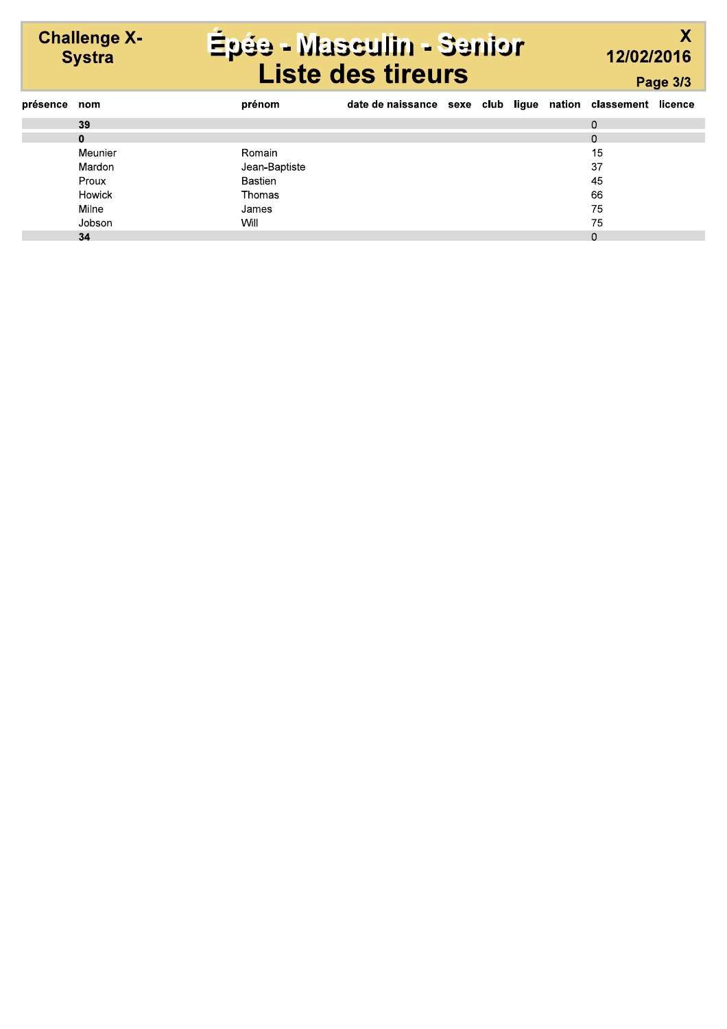**Challenge X-Systra**

# Épée - Masculin - Senior
# Liste des tireurs

**X**
**12/02/2016**

| présence | nom | prénom | date de naissance | sexe | club | ligue | nation | classement | licence |
|---|---|---|---|---|---|---|---|---|---|
| | **39** | | | | | | | 0 | |
| | **0** | | | | | | | 0 | |
| | Meunier | Romain | | | | | | 15 | |
| | Mardon | Jean-Baptiste | | | | | | 37 | |
| | Proux | Bastien | | | | | | 45 | |
| | Howick | Thomas | | | | | | 66 | |
| | Milne | James | | | | | | 75 | |
| | Jobson | Will | | | | | | 75 | |
| | **34** | | | | | | | 0 | |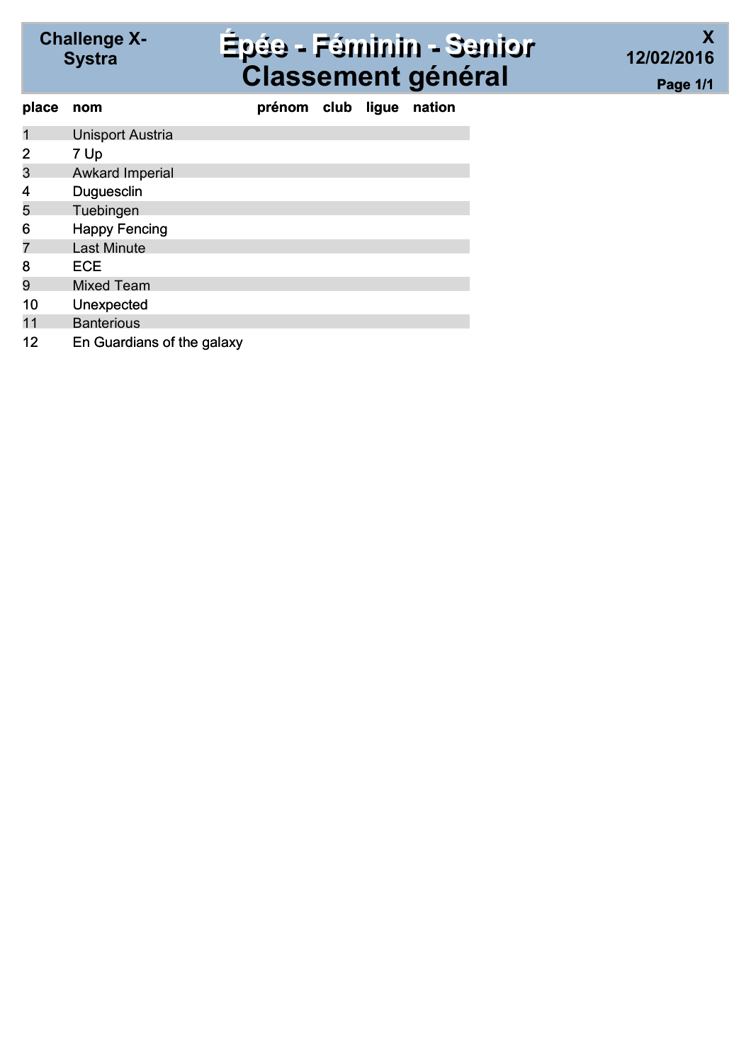Challenge X-Systra

# Épée - Féminin - Senior
## Classement général

X
12/02/2016

| place | nom | prénom | club | ligue | nation |
|---|---|---|---|---|---|
| 1 | Unisport Austria | | | | |
| 2 | 7 Up | | | | |
| 3 | Awkard Imperial | | | | |
| 4 | Duguesclin | | | | |
| 5 | Tuebingen | | | | |
| 6 | Happy Fencing | | | | |
| 7 | Last Minute | | | | |
| 8 | ECE | | | | |
| 9 | Mixed Team | | | | |
| 10 | Unexpected | | | | |
| 11 | Banterious | | | | |
| 12 | En Guardians of the galaxy | | | | |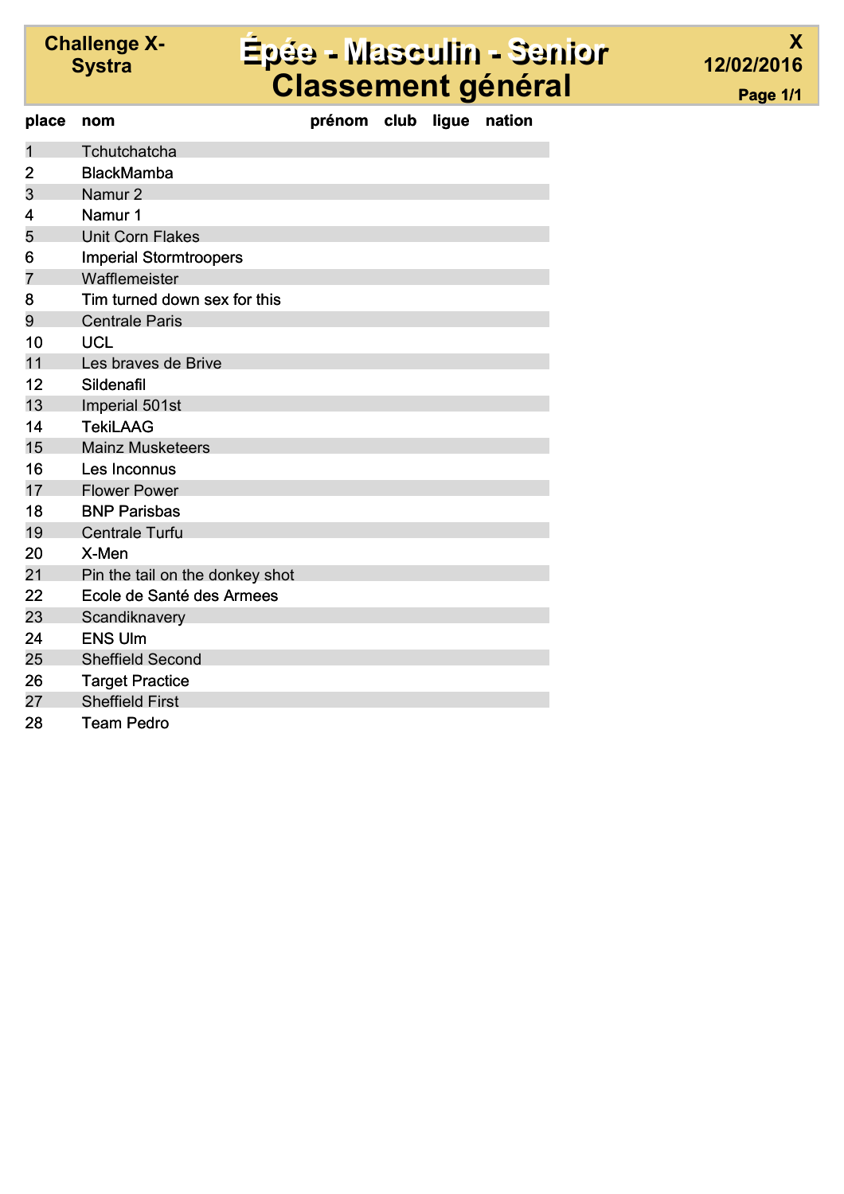**Challenge X-Systra**

# Épée - Masculin - Senior
# Classement général

**X**
**12/02/2016**

| place | nom | prénom | club | ligue | nation |
|---|---|---|---|---|---|
| 1 | Tchutchatcha | | | | |
| 2 | BlackMamba | | | | |
| 3 | Namur 2 | | | | |
| 4 | Namur 1 | | | | |
| 5 | Unit Corn Flakes | | | | |
| 6 | Imperial Stormtroopers | | | | |
| 7 | Wafflemeister | | | | |
| 8 | Tim turned down sex for this | | | | |
| 9 | Centrale Paris | | | | |
| 10 | UCL | | | | |
| 11 | Les braves de Brive | | | | |
| 12 | Sildenafil | | | | |
| 13 | Imperial 501st | | | | |
| 14 | TekiLAAG | | | | |
| 15 | Mainz Musketeers | | | | |
| 16 | Les Inconnus | | | | |
| 17 | Flower Power | | | | |
| 18 | BNP Parisbas | | | | |
| 19 | Centrale Turfu | | | | |
| 20 | X-Men | | | | |
| 21 | Pin the tail on the donkey shot | | | | |
| 22 | Ecole de Santé des Armees | | | | |
| 23 | Scandiknavery | | | | |
| 24 | ENS Ulm | | | | |
| 25 | Sheffield Second | | | | |
| 26 | Target Practice | | | | |
| 27 | Sheffield First | | | | |
| 28 | Team Pedro | | | | |